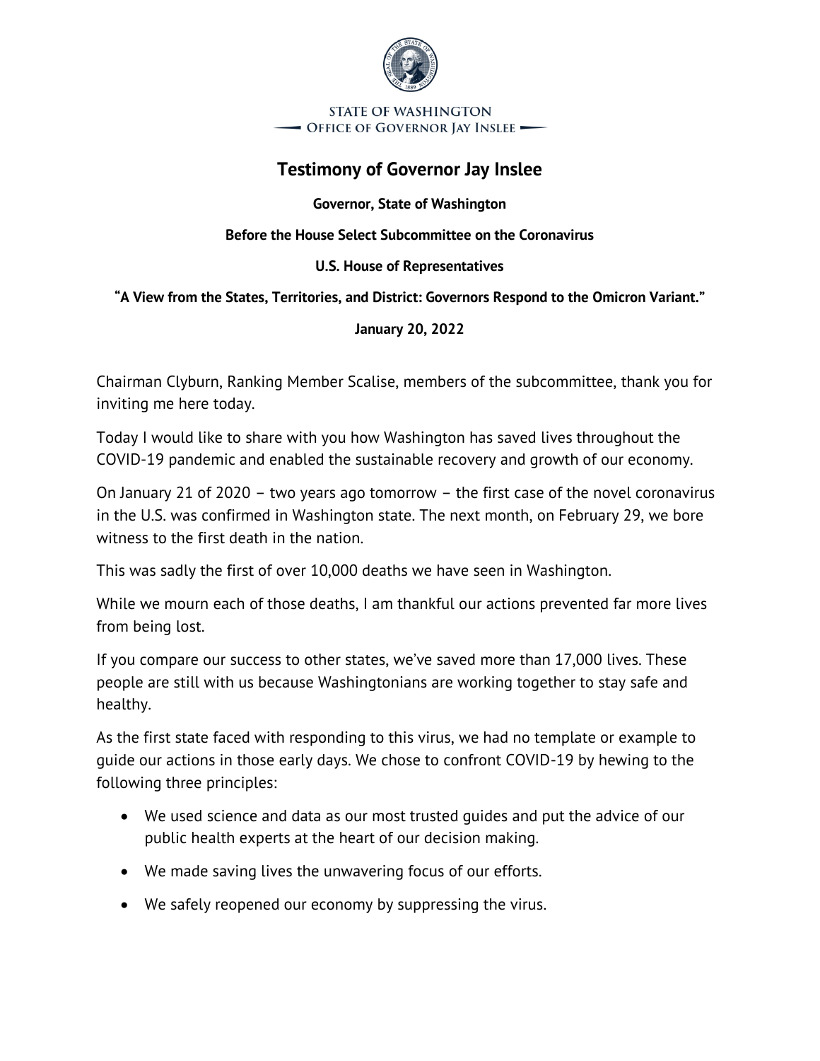STATE OF WASHINGTON
OFFICE OF GOVERNOR JAY INSLEE

# Testimony of Governor Jay Inslee

**Governor, State of Washington**

**Before the House Select Subcommittee on the Coronavirus**

**U.S. House of Representatives**

**"A View from the States, Territories, and District: Governors Respond to the Omicron Variant."**

**January 20, 2022**

Chairman Clyburn, Ranking Member Scalise, members of the subcommittee, thank you for inviting me here today.

Today I would like to share with you how Washington has saved lives throughout the COVID-19 pandemic and enabled the sustainable recovery and growth of our economy.

On January 21 of 2020 – two years ago tomorrow – the first case of the novel coronavirus in the U.S. was confirmed in Washington state. The next month, on February 29, we bore witness to the first death in the nation.

This was sadly the first of over 10,000 deaths we have seen in Washington.

While we mourn each of those deaths, I am thankful our actions prevented far more lives from being lost.

If you compare our success to other states, we've saved more than 17,000 lives. These people are still with us because Washingtonians are working together to stay safe and healthy.

As the first state faced with responding to this virus, we had no template or example to guide our actions in those early days. We chose to confront COVID-19 by hewing to the following three principles:

- We used science and data as our most trusted guides and put the advice of our public health experts at the heart of our decision making.
- We made saving lives the unwavering focus of our efforts.
- We safely reopened our economy by suppressing the virus.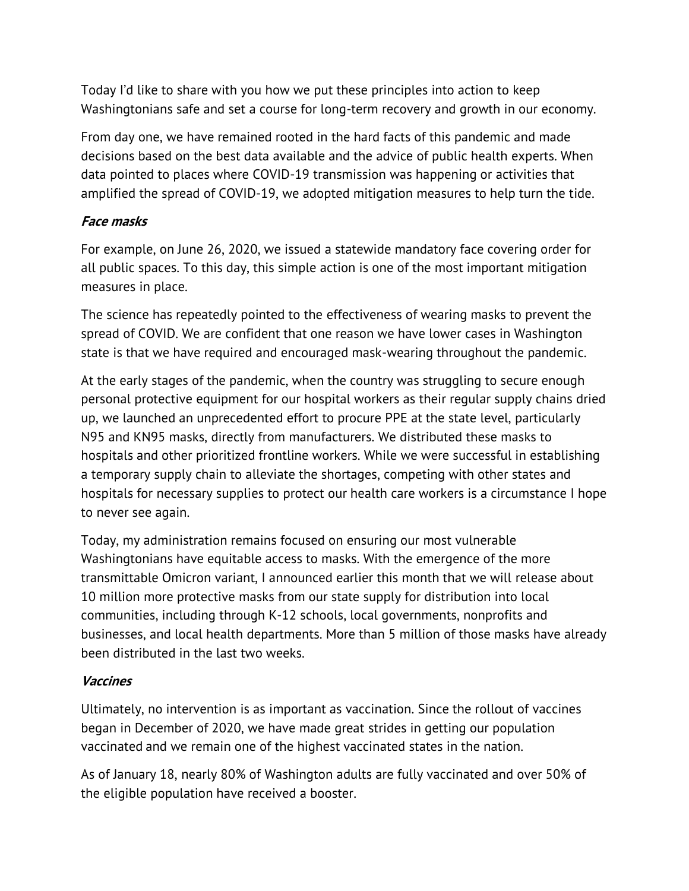Today I'd like to share with you how we put these principles into action to keep Washingtonians safe and set a course for long-term recovery and growth in our economy.

From day one, we have remained rooted in the hard facts of this pandemic and made decisions based on the best data available and the advice of public health experts. When data pointed to places where COVID-19 transmission was happening or activities that amplified the spread of COVID-19, we adopted mitigation measures to help turn the tide.

### *Face masks*

For example, on June 26, 2020, we issued a statewide mandatory face covering order for all public spaces. To this day, this simple action is one of the most important mitigation measures in place.

The science has repeatedly pointed to the effectiveness of wearing masks to prevent the spread of COVID. We are confident that one reason we have lower cases in Washington state is that we have required and encouraged mask-wearing throughout the pandemic.

At the early stages of the pandemic, when the country was struggling to secure enough personal protective equipment for our hospital workers as their regular supply chains dried up, we launched an unprecedented effort to procure PPE at the state level, particularly N95 and KN95 masks, directly from manufacturers. We distributed these masks to hospitals and other prioritized frontline workers. While we were successful in establishing a temporary supply chain to alleviate the shortages, competing with other states and hospitals for necessary supplies to protect our health care workers is a circumstance I hope to never see again.

Today, my administration remains focused on ensuring our most vulnerable Washingtonians have equitable access to masks. With the emergence of the more transmittable Omicron variant, I announced earlier this month that we will release about 10 million more protective masks from our state supply for distribution into local communities, including through K-12 schools, local governments, nonprofits and businesses, and local health departments. More than 5 million of those masks have already been distributed in the last two weeks.

### *Vaccines*

Ultimately, no intervention is as important as vaccination. Since the rollout of vaccines began in December of 2020, we have made great strides in getting our population vaccinated and we remain one of the highest vaccinated states in the nation.

As of January 18, nearly 80% of Washington adults are fully vaccinated and over 50% of the eligible population have received a booster.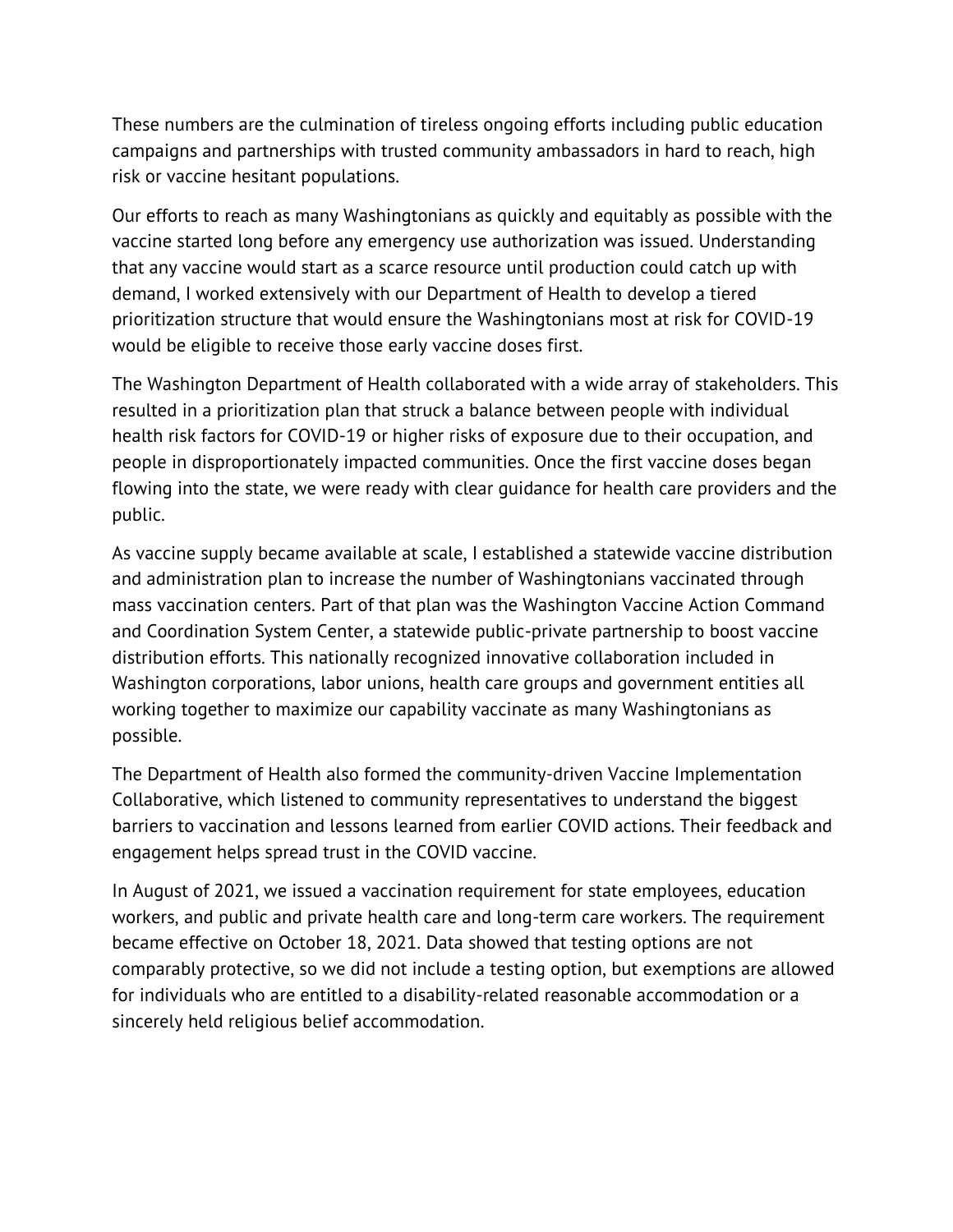These numbers are the culmination of tireless ongoing efforts including public education campaigns and partnerships with trusted community ambassadors in hard to reach, high risk or vaccine hesitant populations.

Our efforts to reach as many Washingtonians as quickly and equitably as possible with the vaccine started long before any emergency use authorization was issued. Understanding that any vaccine would start as a scarce resource until production could catch up with demand, I worked extensively with our Department of Health to develop a tiered prioritization structure that would ensure the Washingtonians most at risk for COVID-19 would be eligible to receive those early vaccine doses first.

The Washington Department of Health collaborated with a wide array of stakeholders. This resulted in a prioritization plan that struck a balance between people with individual health risk factors for COVID-19 or higher risks of exposure due to their occupation, and people in disproportionately impacted communities. Once the first vaccine doses began flowing into the state, we were ready with clear guidance for health care providers and the public.

As vaccine supply became available at scale, I established a statewide vaccine distribution and administration plan to increase the number of Washingtonians vaccinated through mass vaccination centers. Part of that plan was the Washington Vaccine Action Command and Coordination System Center, a statewide public-private partnership to boost vaccine distribution efforts. This nationally recognized innovative collaboration included in Washington corporations, labor unions, health care groups and government entities all working together to maximize our capability vaccinate as many Washingtonians as possible.

The Department of Health also formed the community-driven Vaccine Implementation Collaborative, which listened to community representatives to understand the biggest barriers to vaccination and lessons learned from earlier COVID actions. Their feedback and engagement helps spread trust in the COVID vaccine.

In August of 2021, we issued a vaccination requirement for state employees, education workers, and public and private health care and long-term care workers. The requirement became effective on October 18, 2021. Data showed that testing options are not comparably protective, so we did not include a testing option, but exemptions are allowed for individuals who are entitled to a disability-related reasonable accommodation or a sincerely held religious belief accommodation.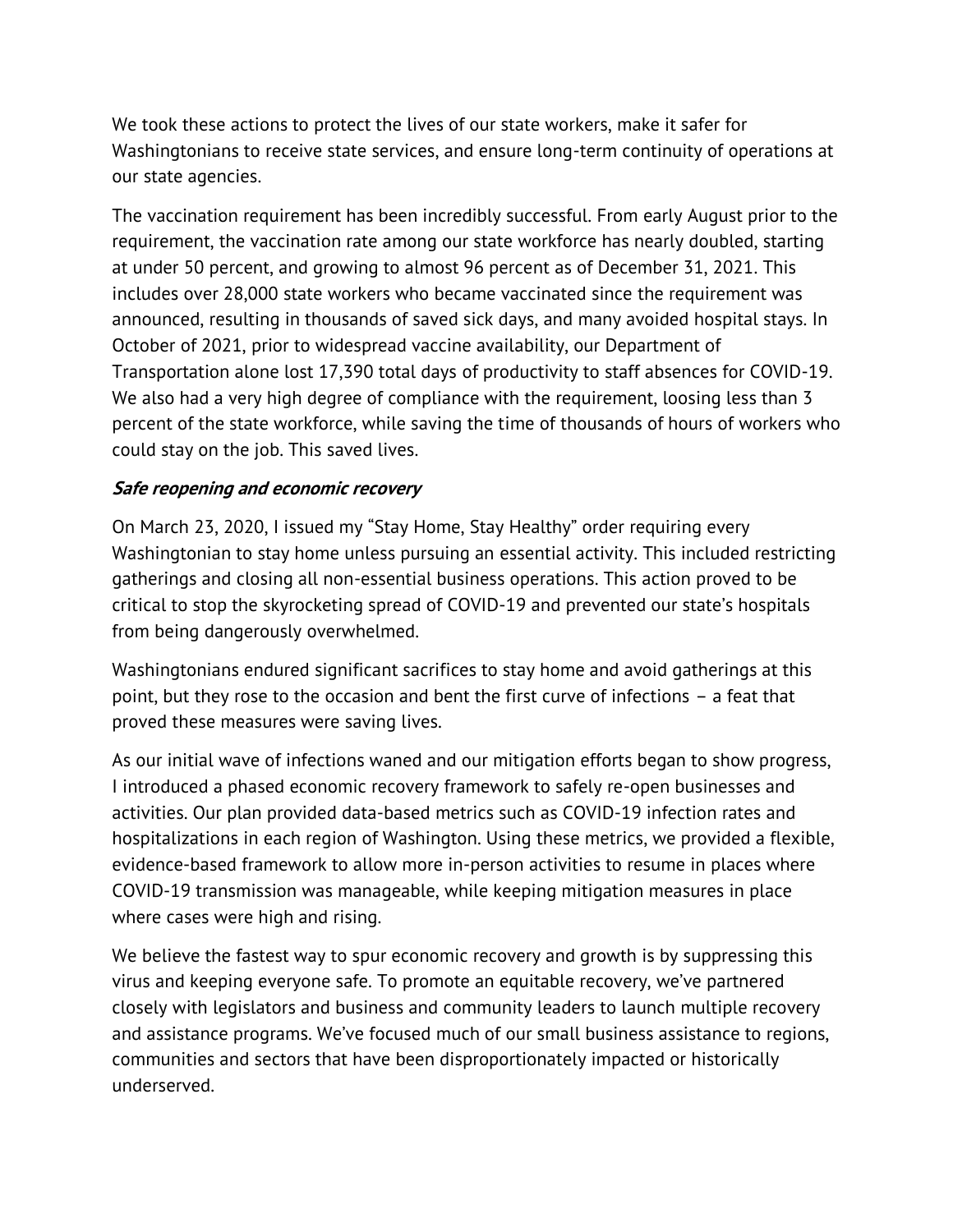We took these actions to protect the lives of our state workers, make it safer for Washingtonians to receive state services, and ensure long-term continuity of operations at our state agencies.

The vaccination requirement has been incredibly successful. From early August prior to the requirement, the vaccination rate among our state workforce has nearly doubled, starting at under 50 percent, and growing to almost 96 percent as of December 31, 2021. This includes over 28,000 state workers who became vaccinated since the requirement was announced, resulting in thousands of saved sick days, and many avoided hospital stays. In October of 2021, prior to widespread vaccine availability, our Department of Transportation alone lost 17,390 total days of productivity to staff absences for COVID-19. We also had a very high degree of compliance with the requirement, loosing less than 3 percent of the state workforce, while saving the time of thousands of hours of workers who could stay on the job. This saved lives.

***Safe reopening and economic recovery***

On March 23, 2020, I issued my "Stay Home, Stay Healthy" order requiring every Washingtonian to stay home unless pursuing an essential activity. This included restricting gatherings and closing all non-essential business operations. This action proved to be critical to stop the skyrocketing spread of COVID-19 and prevented our state's hospitals from being dangerously overwhelmed.

Washingtonians endured significant sacrifices to stay home and avoid gatherings at this point, but they rose to the occasion and bent the first curve of infections – a feat that proved these measures were saving lives.

As our initial wave of infections waned and our mitigation efforts began to show progress, I introduced a phased economic recovery framework to safely re-open businesses and activities. Our plan provided data-based metrics such as COVID-19 infection rates and hospitalizations in each region of Washington. Using these metrics, we provided a flexible, evidence-based framework to allow more in-person activities to resume in places where COVID-19 transmission was manageable, while keeping mitigation measures in place where cases were high and rising.

We believe the fastest way to spur economic recovery and growth is by suppressing this virus and keeping everyone safe. To promote an equitable recovery, we've partnered closely with legislators and business and community leaders to launch multiple recovery and assistance programs. We've focused much of our small business assistance to regions, communities and sectors that have been disproportionately impacted or historically underserved.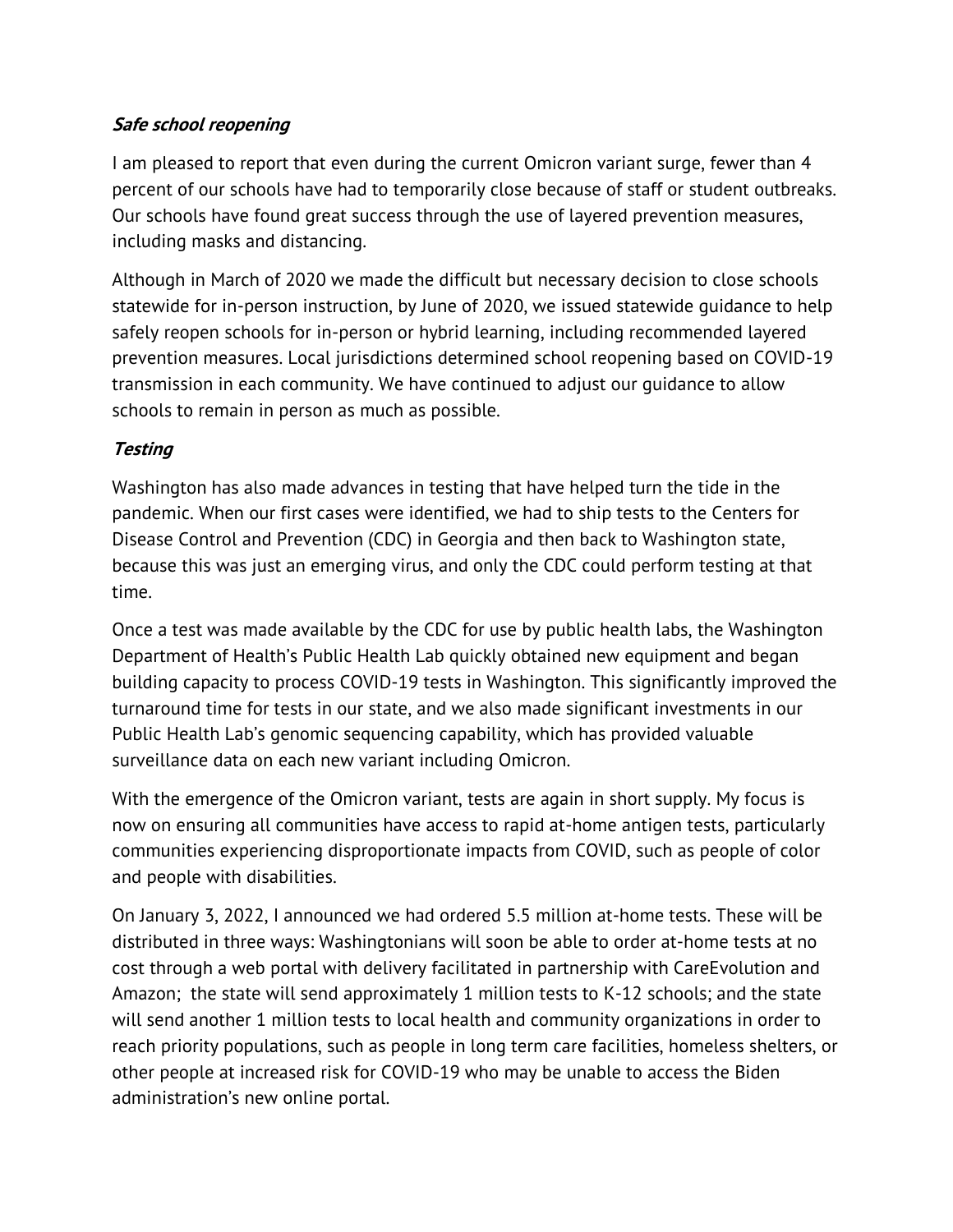***Safe school reopening***

I am pleased to report that even during the current Omicron variant surge, fewer than 4 percent of our schools have had to temporarily close because of staff or student outbreaks. Our schools have found great success through the use of layered prevention measures, including masks and distancing.

Although in March of 2020 we made the difficult but necessary decision to close schools statewide for in-person instruction, by June of 2020, we issued statewide guidance to help safely reopen schools for in-person or hybrid learning, including recommended layered prevention measures. Local jurisdictions determined school reopening based on COVID-19 transmission in each community. We have continued to adjust our guidance to allow schools to remain in person as much as possible.

***Testing***

Washington has also made advances in testing that have helped turn the tide in the pandemic. When our first cases were identified, we had to ship tests to the Centers for Disease Control and Prevention (CDC) in Georgia and then back to Washington state, because this was just an emerging virus, and only the CDC could perform testing at that time.

Once a test was made available by the CDC for use by public health labs, the Washington Department of Health's Public Health Lab quickly obtained new equipment and began building capacity to process COVID-19 tests in Washington. This significantly improved the turnaround time for tests in our state, and we also made significant investments in our Public Health Lab's genomic sequencing capability, which has provided valuable surveillance data on each new variant including Omicron.

With the emergence of the Omicron variant, tests are again in short supply. My focus is now on ensuring all communities have access to rapid at-home antigen tests, particularly communities experiencing disproportionate impacts from COVID, such as people of color and people with disabilities.

On January 3, 2022, I announced we had ordered 5.5 million at-home tests. These will be distributed in three ways: Washingtonians will soon be able to order at-home tests at no cost through a web portal with delivery facilitated in partnership with CareEvolution and Amazon; the state will send approximately 1 million tests to K-12 schools; and the state will send another 1 million tests to local health and community organizations in order to reach priority populations, such as people in long term care facilities, homeless shelters, or other people at increased risk for COVID-19 who may be unable to access the Biden administration's new online portal.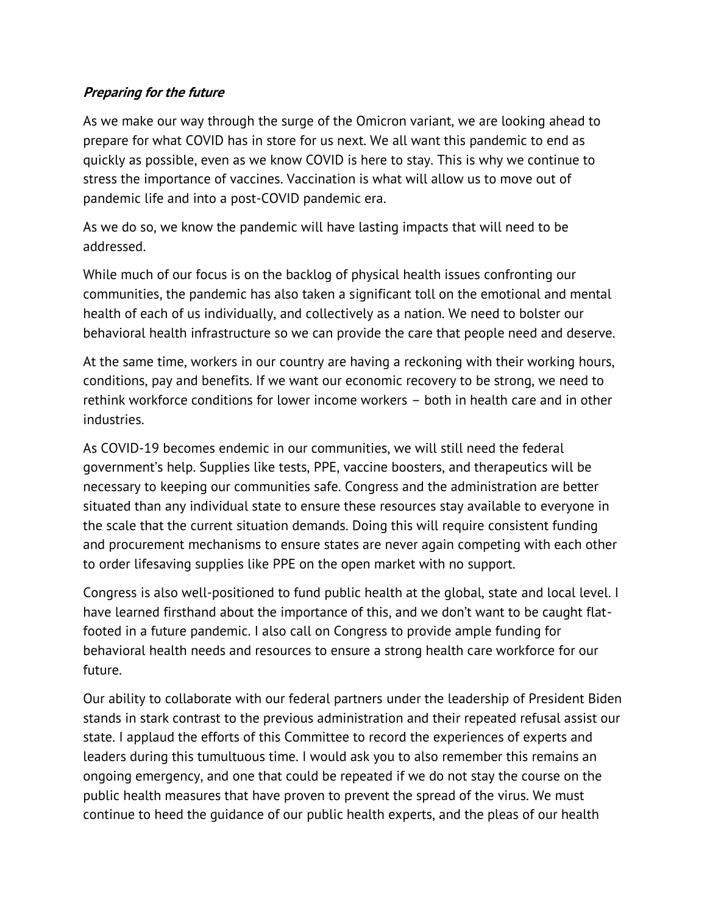***Preparing for the future***

As we make our way through the surge of the Omicron variant, we are looking ahead to prepare for what COVID has in store for us next. We all want this pandemic to end as quickly as possible, even as we know COVID is here to stay. This is why we continue to stress the importance of vaccines. Vaccination is what will allow us to move out of pandemic life and into a post-COVID pandemic era.

As we do so, we know the pandemic will have lasting impacts that will need to be addressed.

While much of our focus is on the backlog of physical health issues confronting our communities, the pandemic has also taken a significant toll on the emotional and mental health of each of us individually, and collectively as a nation. We need to bolster our behavioral health infrastructure so we can provide the care that people need and deserve.

At the same time, workers in our country are having a reckoning with their working hours, conditions, pay and benefits. If we want our economic recovery to be strong, we need to rethink workforce conditions for lower income workers – both in health care and in other industries.

As COVID-19 becomes endemic in our communities, we will still need the federal government's help. Supplies like tests, PPE, vaccine boosters, and therapeutics will be necessary to keeping our communities safe. Congress and the administration are better situated than any individual state to ensure these resources stay available to everyone in the scale that the current situation demands. Doing this will require consistent funding and procurement mechanisms to ensure states are never again competing with each other to order lifesaving supplies like PPE on the open market with no support.

Congress is also well-positioned to fund public health at the global, state and local level. I have learned firsthand about the importance of this, and we don't want to be caught flat-footed in a future pandemic. I also call on Congress to provide ample funding for behavioral health needs and resources to ensure a strong health care workforce for our future.

Our ability to collaborate with our federal partners under the leadership of President Biden stands in stark contrast to the previous administration and their repeated refusal assist our state. I applaud the efforts of this Committee to record the experiences of experts and leaders during this tumultuous time. I would ask you to also remember this remains an ongoing emergency, and one that could be repeated if we do not stay the course on the public health measures that have proven to prevent the spread of the virus. We must continue to heed the guidance of our public health experts, and the pleas of our health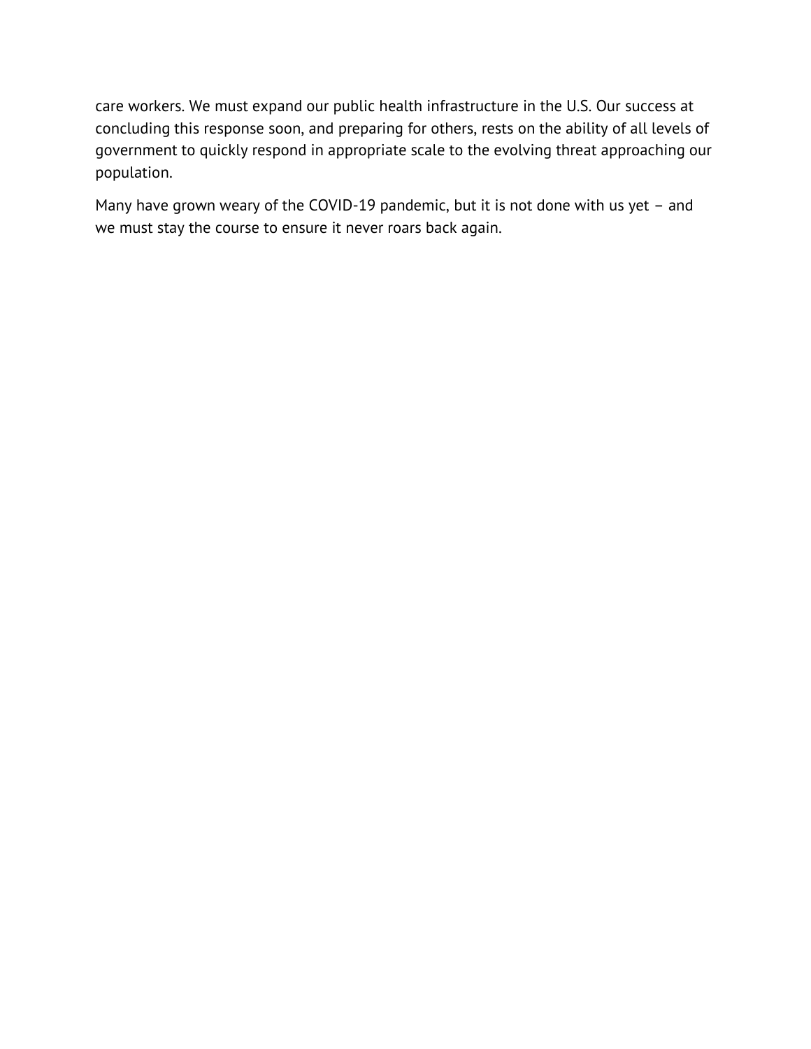care workers. We must expand our public health infrastructure in the U.S. Our success at concluding this response soon, and preparing for others, rests on the ability of all levels of government to quickly respond in appropriate scale to the evolving threat approaching our population.

Many have grown weary of the COVID-19 pandemic, but it is not done with us yet – and we must stay the course to ensure it never roars back again.